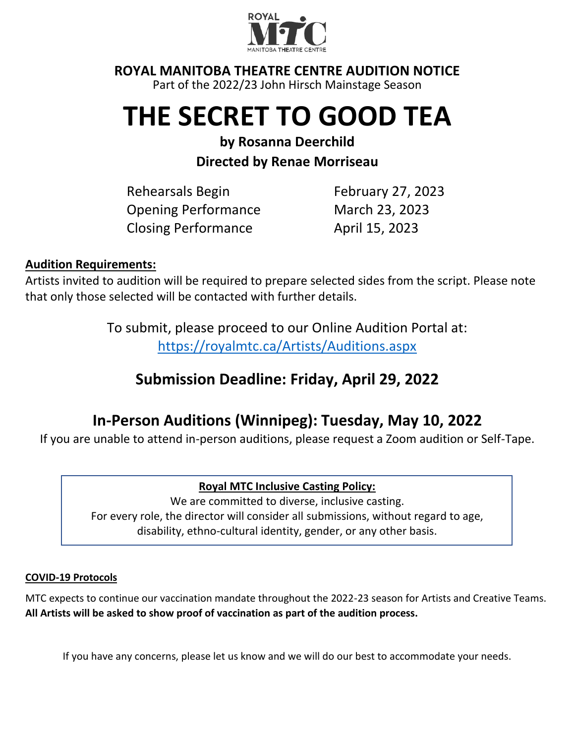ROYAL MTC MANITOBA THEATRE CENTRE

**ROYAL MANITOBA THEATRE CENTRE AUDITION NOTICE**

Part of the 2022/23 John Hirsch Mainstage Season

# THE SECRET TO GOOD TEA

**by Rosanna Deerchild**

**Directed by Renae Morriseau**

| | |
|---|---|
| Rehearsals Begin | February 27, 2023 |
| Opening Performance | March 23, 2023 |
| Closing Performance | April 15, 2023 |

**Audition Requirements:**

Artists invited to audition will be required to prepare selected sides from the script. Please note that only those selected will be contacted with further details.

To submit, please proceed to our Online Audition Portal at:
https://royalmtc.ca/Artists/Auditions.aspx

## Submission Deadline: Friday, April 29, 2022

## In-Person Auditions (Winnipeg): Tuesday, May 10, 2022

If you are unable to attend in-person auditions, please request a Zoom audition or Self-Tape.

**Royal MTC Inclusive Casting Policy:**

We are committed to diverse, inclusive casting.
For every role, the director will consider all submissions, without regard to age, disability, ethno-cultural identity, gender, or any other basis.

**COVID-19 Protocols**

MTC expects to continue our vaccination mandate throughout the 2022-23 season for Artists and Creative Teams. **All Artists will be asked to show proof of vaccination as part of the audition process.**

If you have any concerns, please let us know and we will do our best to accommodate your needs.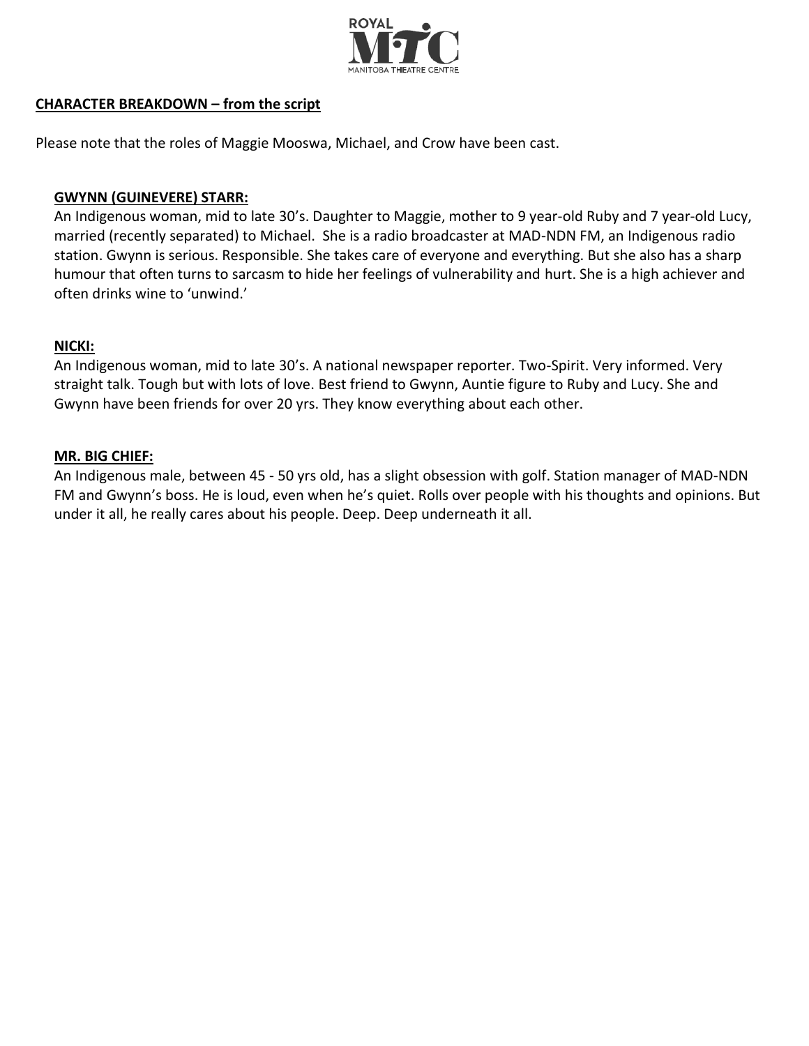## CHARACTER BREAKDOWN – from the script

Please note that the roles of Maggie Mooswa, Michael, and Crow have been cast.

### GWYNN (GUINEVERE) STARR:

An Indigenous woman, mid to late 30's. Daughter to Maggie, mother to 9 year-old Ruby and 7 year-old Lucy, married (recently separated) to Michael. She is a radio broadcaster at MAD-NDN FM, an Indigenous radio station. Gwynn is serious. Responsible. She takes care of everyone and everything. But she also has a sharp humour that often turns to sarcasm to hide her feelings of vulnerability and hurt. She is a high achiever and often drinks wine to 'unwind.'

### NICKI:

An Indigenous woman, mid to late 30's. A national newspaper reporter. Two-Spirit. Very informed. Very straight talk. Tough but with lots of love. Best friend to Gwynn, Auntie figure to Ruby and Lucy. She and Gwynn have been friends for over 20 yrs. They know everything about each other.

### MR. BIG CHIEF:

An Indigenous male, between 45 - 50 yrs old, has a slight obsession with golf. Station manager of MAD-NDN FM and Gwynn's boss. He is loud, even when he's quiet. Rolls over people with his thoughts and opinions. But under it all, he really cares about his people. Deep. Deep underneath it all.